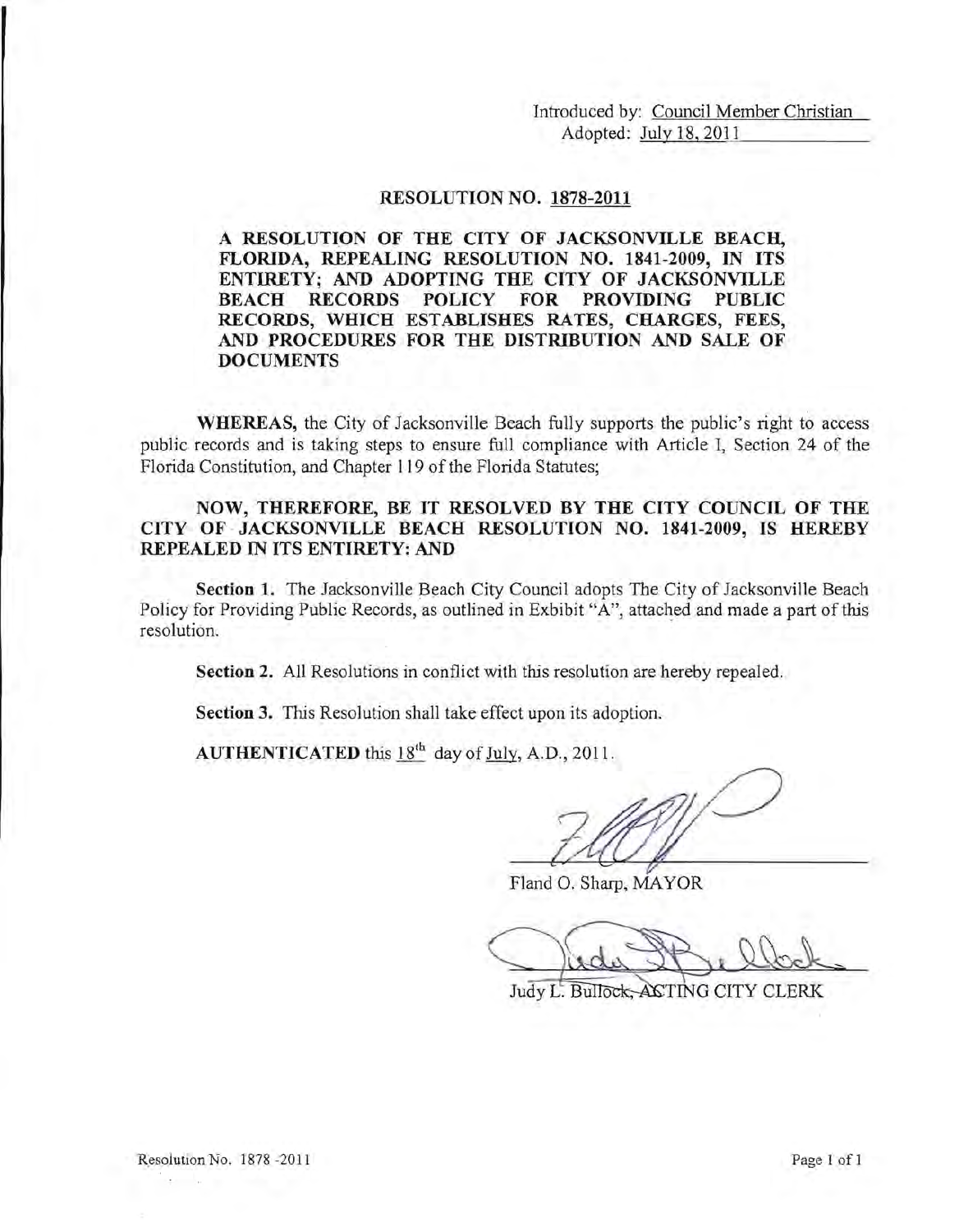Introduced by: Council Member Christian
Adopted: July 18, 2011

## RESOLUTION NO. 1878-2011

**A RESOLUTION OF THE CITY OF JACKSONVILLE BEACH, FLORIDA, REPEALING RESOLUTION NO. 1841-2009, IN ITS ENTIRETY; AND ADOPTING THE CITY OF JACKSONVILLE BEACH RECORDS POLICY FOR PROVIDING PUBLIC RECORDS, WHICH ESTABLISHES RATES, CHARGES, FEES, AND PROCEDURES FOR THE DISTRIBUTION AND SALE OF DOCUMENTS**

**WHEREAS,** the City of Jacksonville Beach fully supports the public's right to access public records and is taking steps to ensure full compliance with Article I, Section 24 of the Florida Constitution, and Chapter 119 of the Florida Statutes;

**NOW, THEREFORE, BE IT RESOLVED BY THE CITY COUNCIL OF THE CITY OF JACKSONVILLE BEACH RESOLUTION NO. 1841-2009, IS HEREBY REPEALED IN ITS ENTIRETY: AND**

**Section 1.** The Jacksonville Beach City Council adopts The City of Jacksonville Beach Policy for Providing Public Records, as outlined in Exhibit "A", attached and made a part of this resolution.

**Section 2.** All Resolutions in conflict with this resolution are hereby repealed.

**Section 3.** This Resolution shall take effect upon its adoption.

**AUTHENTICATED** this 18th day of July, A.D., 2011.

Fland O. Sharp, MAYOR

Judy L. Bullock, ACTING CITY CLERK

Resolution No. 1878 -2011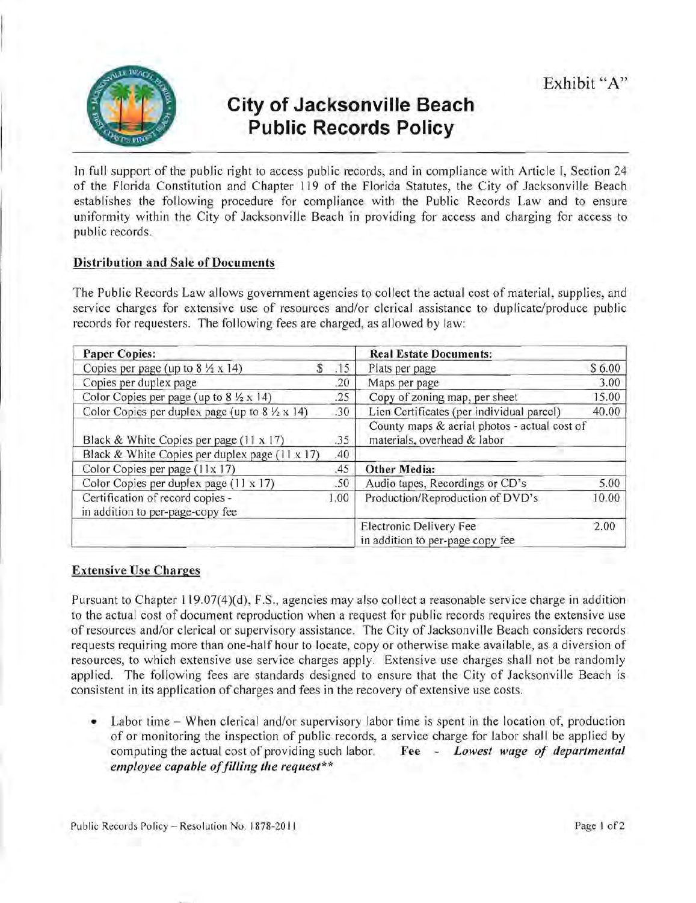Exhibit "A"

# City of Jacksonville Beach Public Records Policy

In full support of the public right to access public records, and in compliance with Article I, Section 24 of the Florida Constitution and Chapter 119 of the Florida Statutes, the City of Jacksonville Beach establishes the following procedure for compliance with the Public Records Law and to ensure uniformity within the City of Jacksonville Beach in providing for access and charging for access to public records.

## Distribution and Sale of Documents

The Public Records Law allows government agencies to collect the actual cost of material, supplies, and service charges for extensive use of resources and/or clerical assistance to duplicate/produce public records for requesters. The following fees are charged, as allowed by law:

| **Paper Copies:** | | **Real Estate Documents:** | |
|---|---|---|---|
| Copies per page (up to 8 ½ x 14) | $ .15 | Plats per page | $ 6.00 |
| Copies per duplex page | .20 | Maps per page | 3.00 |
| Color Copies per page (up to 8 ½ x 14) | .25 | Copy of zoning map, per sheet | 15.00 |
| Color Copies per duplex page (up to 8 ½ x 14) | .30 | Lien Certificates (per individual parcel) | 40.00 |
| Black & White Copies per page (11 x 17) | .35 | County maps & aerial photos - actual cost of materials, overhead & labor | |
| Black & White Copies per duplex page (11 x 17) | .40 | | |
| Color Copies per page (11x 17) | .45 | **Other Media:** | |
| Color Copies per duplex page (11 x 17) | .50 | Audio tapes, Recordings or CD's | 5.00 |
| Certification of record copies - in addition to per-page-copy fee | 1.00 | Production/Reproduction of DVD's | 10.00 |
| | | Electronic Delivery Fee in addition to per-page copy fee | 2.00 |

## Extensive Use Charges

Pursuant to Chapter 119.07(4)(d), F.S., agencies may also collect a reasonable service charge in addition to the actual cost of document reproduction when a request for public records requires the extensive use of resources and/or clerical or supervisory assistance. The City of Jacksonville Beach considers records requests requiring more than one-half hour to locate, copy or otherwise make available, as a diversion of resources, to which extensive use service charges apply. Extensive use charges shall not be randomly applied. The following fees are standards designed to ensure that the City of Jacksonville Beach is consistent in its application of charges and fees in the recovery of extensive use costs.

- Labor time – When clerical and/or supervisory labor time is spent in the location of, production of or monitoring the inspection of public records, a service charge for labor shall be applied by computing the actual cost of providing such labor. **Fee** - ***Lowest wage of departmental employee capable of filling the request\*\****

Public Records Policy – Resolution No. 1878-2011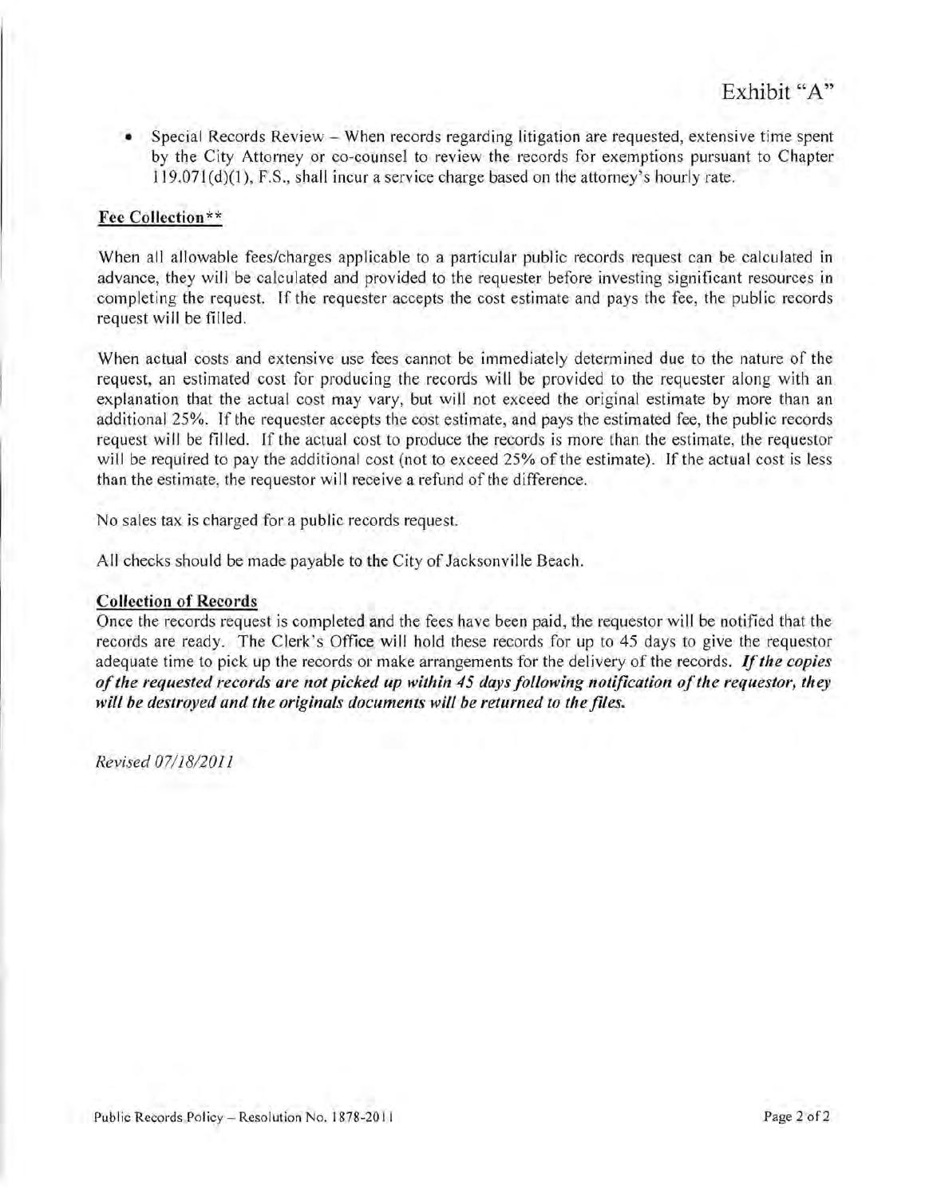Exhibit "A"

- Special Records Review – When records regarding litigation are requested, extensive time spent by the City Attorney or co-counsel to review the records for exemptions pursuant to Chapter 119.071(d)(1), F.S., shall incur a service charge based on the attorney's hourly rate.

**Fee Collection****

When all allowable fees/charges applicable to a particular public records request can be calculated in advance, they will be calculated and provided to the requester before investing significant resources in completing the request. If the requester accepts the cost estimate and pays the fee, the public records request will be filled.

When actual costs and extensive use fees cannot be immediately determined due to the nature of the request, an estimated cost for producing the records will be provided to the requester along with an explanation that the actual cost may vary, but will not exceed the original estimate by more than an additional 25%. If the requester accepts the cost estimate, and pays the estimated fee, the public records request will be filled. If the actual cost to produce the records is more than the estimate, the requestor will be required to pay the additional cost (not to exceed 25% of the estimate). If the actual cost is less than the estimate, the requestor will receive a refund of the difference.

No sales tax is charged for a public records request.

All checks should be made payable to the City of Jacksonville Beach.

**Collection of Records**

Once the records request is completed and the fees have been paid, the requestor will be notified that the records are ready. The Clerk's Office will hold these records for up to 45 days to give the requestor adequate time to pick up the records or make arrangements for the delivery of the records. ***If the copies of the requested records are not picked up within 45 days following notification of the requestor, they will be destroyed and the originals documents will be returned to the files.***

*Revised 07/18/2011*

Public Records Policy – Resolution No. 1878-2011